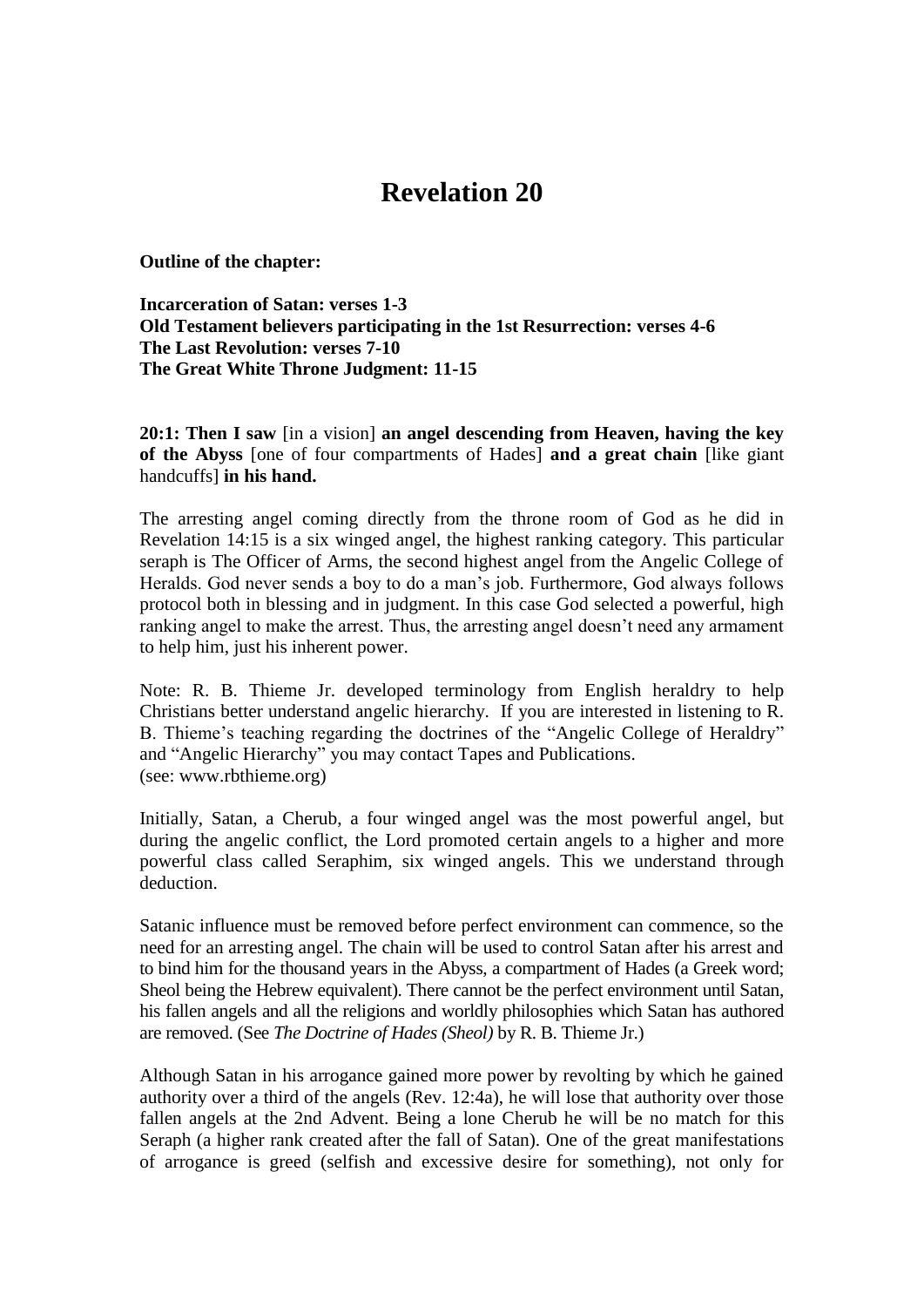# Revelation 20

**Outline of the chapter:**

**Incarceration of Satan: verses 1-3**
**Old Testament believers participating in the 1st Resurrection: verses 4-6**
**The Last Revolution: verses 7-10**
**The Great White Throne Judgment: 11-15**

**20:1: Then I saw** [in a vision] **an angel descending from Heaven, having the key of the Abyss** [one of four compartments of Hades] **and a great chain** [like giant handcuffs] **in his hand.**

The arresting angel coming directly from the throne room of God as he did in Revelation 14:15 is a six winged angel, the highest ranking category. This particular seraph is The Officer of Arms, the second highest angel from the Angelic College of Heralds. God never sends a boy to do a man's job. Furthermore, God always follows protocol both in blessing and in judgment. In this case God selected a powerful, high ranking angel to make the arrest. Thus, the arresting angel doesn't need any armament to help him, just his inherent power.

Note: R. B. Thieme Jr. developed terminology from English heraldry to help Christians better understand angelic hierarchy. If you are interested in listening to R. B. Thieme's teaching regarding the doctrines of the "Angelic College of Heraldry" and "Angelic Hierarchy" you may contact Tapes and Publications.
(see: www.rbthieme.org)

Initially, Satan, a Cherub, a four winged angel was the most powerful angel, but during the angelic conflict, the Lord promoted certain angels to a higher and more powerful class called Seraphim, six winged angels. This we understand through deduction.

Satanic influence must be removed before perfect environment can commence, so the need for an arresting angel. The chain will be used to control Satan after his arrest and to bind him for the thousand years in the Abyss, a compartment of Hades (a Greek word; Sheol being the Hebrew equivalent). There cannot be the perfect environment until Satan, his fallen angels and all the religions and worldly philosophies which Satan has authored are removed. (See *The Doctrine of Hades (Sheol)* by R. B. Thieme Jr.)

Although Satan in his arrogance gained more power by revolting by which he gained authority over a third of the angels (Rev. 12:4a), he will lose that authority over those fallen angels at the 2nd Advent. Being a lone Cherub he will be no match for this Seraph (a higher rank created after the fall of Satan). One of the great manifestations of arrogance is greed (selfish and excessive desire for something), not only for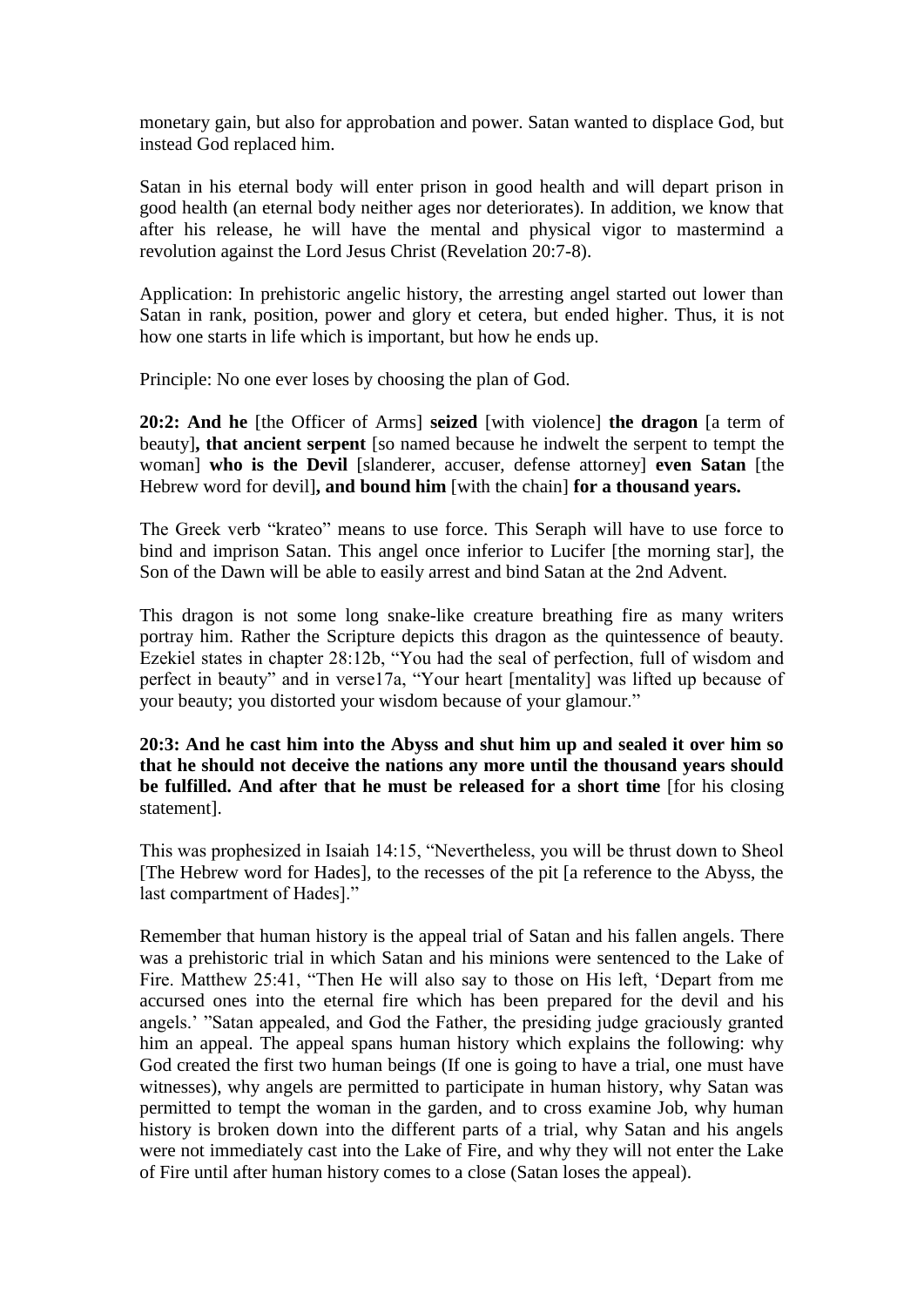monetary gain, but also for approbation and power. Satan wanted to displace God, but instead God replaced him.

Satan in his eternal body will enter prison in good health and will depart prison in good health (an eternal body neither ages nor deteriorates). In addition, we know that after his release, he will have the mental and physical vigor to mastermind a revolution against the Lord Jesus Christ (Revelation 20:7-8).

Application: In prehistoric angelic history, the arresting angel started out lower than Satan in rank, position, power and glory et cetera, but ended higher. Thus, it is not how one starts in life which is important, but how he ends up.

Principle: No one ever loses by choosing the plan of God.

**20:2: And he** [the Officer of Arms] **seized** [with violence] **the dragon** [a term of beauty]**, that ancient serpent** [so named because he indwelt the serpent to tempt the woman] **who is the Devil** [slanderer, accuser, defense attorney] **even Satan** [the Hebrew word for devil]**, and bound him** [with the chain] **for a thousand years.**

The Greek verb "krateo" means to use force. This Seraph will have to use force to bind and imprison Satan. This angel once inferior to Lucifer [the morning star], the Son of the Dawn will be able to easily arrest and bind Satan at the 2nd Advent.

This dragon is not some long snake-like creature breathing fire as many writers portray him. Rather the Scripture depicts this dragon as the quintessence of beauty. Ezekiel states in chapter 28:12b, "You had the seal of perfection, full of wisdom and perfect in beauty" and in verse17a, "Your heart [mentality] was lifted up because of your beauty; you distorted your wisdom because of your glamour."

**20:3: And he cast him into the Abyss and shut him up and sealed it over him so that he should not deceive the nations any more until the thousand years should be fulfilled. And after that he must be released for a short time** [for his closing statement].

This was prophesized in Isaiah 14:15, "Nevertheless, you will be thrust down to Sheol [The Hebrew word for Hades], to the recesses of the pit [a reference to the Abyss, the last compartment of Hades]."

Remember that human history is the appeal trial of Satan and his fallen angels. There was a prehistoric trial in which Satan and his minions were sentenced to the Lake of Fire. Matthew 25:41, "Then He will also say to those on His left, 'Depart from me accursed ones into the eternal fire which has been prepared for the devil and his angels.' "Satan appealed, and God the Father, the presiding judge graciously granted him an appeal. The appeal spans human history which explains the following: why God created the first two human beings (If one is going to have a trial, one must have witnesses), why angels are permitted to participate in human history, why Satan was permitted to tempt the woman in the garden, and to cross examine Job, why human history is broken down into the different parts of a trial, why Satan and his angels were not immediately cast into the Lake of Fire, and why they will not enter the Lake of Fire until after human history comes to a close (Satan loses the appeal).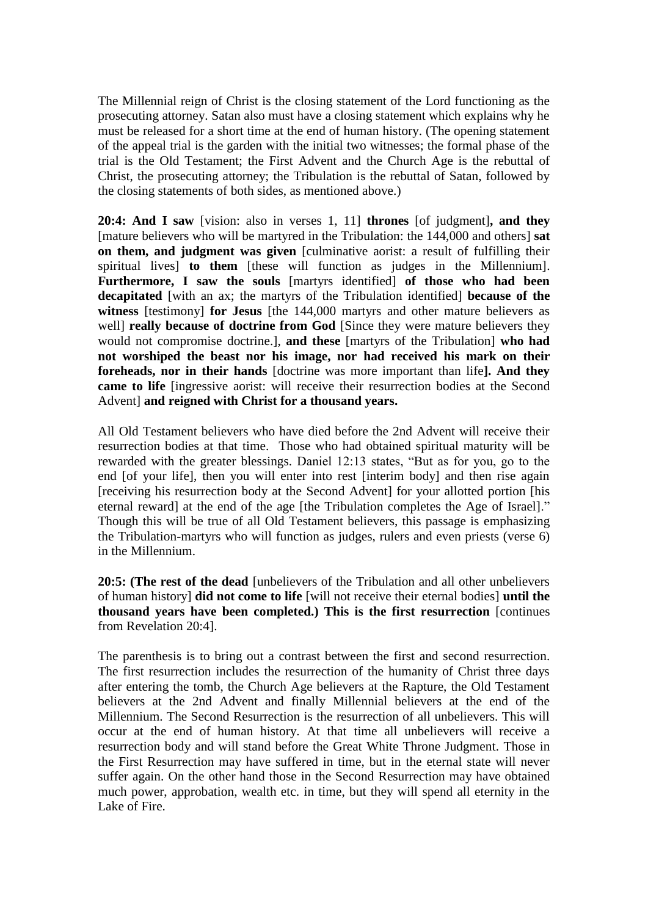The Millennial reign of Christ is the closing statement of the Lord functioning as the prosecuting attorney. Satan also must have a closing statement which explains why he must be released for a short time at the end of human history. (The opening statement of the appeal trial is the garden with the initial two witnesses; the formal phase of the trial is the Old Testament; the First Advent and the Church Age is the rebuttal of Christ, the prosecuting attorney; the Tribulation is the rebuttal of Satan, followed by the closing statements of both sides, as mentioned above.)

**20:4: And I saw** [vision: also in verses 1, 11] **thrones** [of judgment]**, and they** [mature believers who will be martyred in the Tribulation: the 144,000 and others] **sat on them, and judgment was given** [culminative aorist: a result of fulfilling their spiritual lives] **to them** [these will function as judges in the Millennium]. **Furthermore, I saw the souls** [martyrs identified] **of those who had been decapitated** [with an ax; the martyrs of the Tribulation identified] **because of the witness** [testimony] **for Jesus** [the 144,000 martyrs and other mature believers as well] **really because of doctrine from God** [Since they were mature believers they would not compromise doctrine.], **and these** [martyrs of the Tribulation] **who had not worshiped the beast nor his image, nor had received his mark on their foreheads, nor in their hands** [doctrine was more important than life**]. And they came to life** [ingressive aorist: will receive their resurrection bodies at the Second Advent] **and reigned with Christ for a thousand years.**

All Old Testament believers who have died before the 2nd Advent will receive their resurrection bodies at that time. Those who had obtained spiritual maturity will be rewarded with the greater blessings. Daniel 12:13 states, "But as for you, go to the end [of your life], then you will enter into rest [interim body] and then rise again [receiving his resurrection body at the Second Advent] for your allotted portion [his eternal reward] at the end of the age [the Tribulation completes the Age of Israel]." Though this will be true of all Old Testament believers, this passage is emphasizing the Tribulation-martyrs who will function as judges, rulers and even priests (verse 6) in the Millennium.

**20:5: (The rest of the dead** [unbelievers of the Tribulation and all other unbelievers of human history] **did not come to life** [will not receive their eternal bodies] **until the thousand years have been completed.) This is the first resurrection** [continues from Revelation 20:4].

The parenthesis is to bring out a contrast between the first and second resurrection. The first resurrection includes the resurrection of the humanity of Christ three days after entering the tomb, the Church Age believers at the Rapture, the Old Testament believers at the 2nd Advent and finally Millennial believers at the end of the Millennium. The Second Resurrection is the resurrection of all unbelievers. This will occur at the end of human history. At that time all unbelievers will receive a resurrection body and will stand before the Great White Throne Judgment. Those in the First Resurrection may have suffered in time, but in the eternal state will never suffer again. On the other hand those in the Second Resurrection may have obtained much power, approbation, wealth etc. in time, but they will spend all eternity in the Lake of Fire.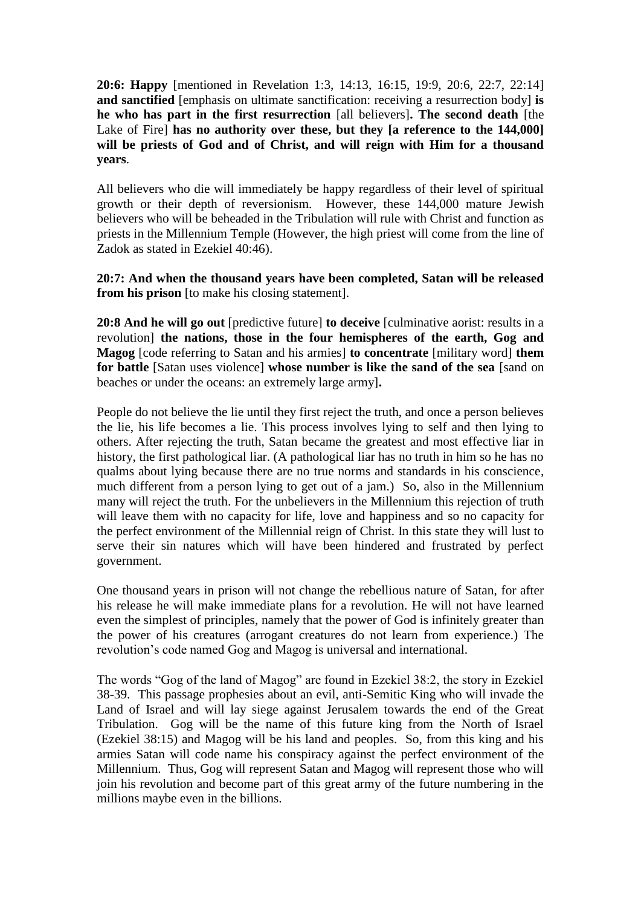**20:6: Happy** [mentioned in Revelation 1:3, 14:13, 16:15, 19:9, 20:6, 22:7, 22:14] **and sanctified** [emphasis on ultimate sanctification: receiving a resurrection body] **is he who has part in the first resurrection** [all believers]**. The second death** [the Lake of Fire] **has no authority over these, but they [a reference to the 144,000] will be priests of God and of Christ, and will reign with Him for a thousand years**.

All believers who die will immediately be happy regardless of their level of spiritual growth or their depth of reversionism. However, these 144,000 mature Jewish believers who will be beheaded in the Tribulation will rule with Christ and function as priests in the Millennium Temple (However, the high priest will come from the line of Zadok as stated in Ezekiel 40:46).

**20:7: And when the thousand years have been completed, Satan will be released from his prison** [to make his closing statement].

**20:8 And he will go out** [predictive future] **to deceive** [culminative aorist: results in a revolution] **the nations, those in the four hemispheres of the earth, Gog and Magog** [code referring to Satan and his armies] **to concentrate** [military word] **them for battle** [Satan uses violence] **whose number is like the sand of the sea** [sand on beaches or under the oceans: an extremely large army]**.**

People do not believe the lie until they first reject the truth, and once a person believes the lie, his life becomes a lie. This process involves lying to self and then lying to others. After rejecting the truth, Satan became the greatest and most effective liar in history, the first pathological liar. (A pathological liar has no truth in him so he has no qualms about lying because there are no true norms and standards in his conscience, much different from a person lying to get out of a jam.) So, also in the Millennium many will reject the truth. For the unbelievers in the Millennium this rejection of truth will leave them with no capacity for life, love and happiness and so no capacity for the perfect environment of the Millennial reign of Christ. In this state they will lust to serve their sin natures which will have been hindered and frustrated by perfect government.

One thousand years in prison will not change the rebellious nature of Satan, for after his release he will make immediate plans for a revolution. He will not have learned even the simplest of principles, namely that the power of God is infinitely greater than the power of his creatures (arrogant creatures do not learn from experience.) The revolution's code named Gog and Magog is universal and international.

The words "Gog of the land of Magog" are found in Ezekiel 38:2, the story in Ezekiel 38-39. This passage prophesies about an evil, anti-Semitic King who will invade the Land of Israel and will lay siege against Jerusalem towards the end of the Great Tribulation. Gog will be the name of this future king from the North of Israel (Ezekiel 38:15) and Magog will be his land and peoples. So, from this king and his armies Satan will code name his conspiracy against the perfect environment of the Millennium. Thus, Gog will represent Satan and Magog will represent those who will join his revolution and become part of this great army of the future numbering in the millions maybe even in the billions.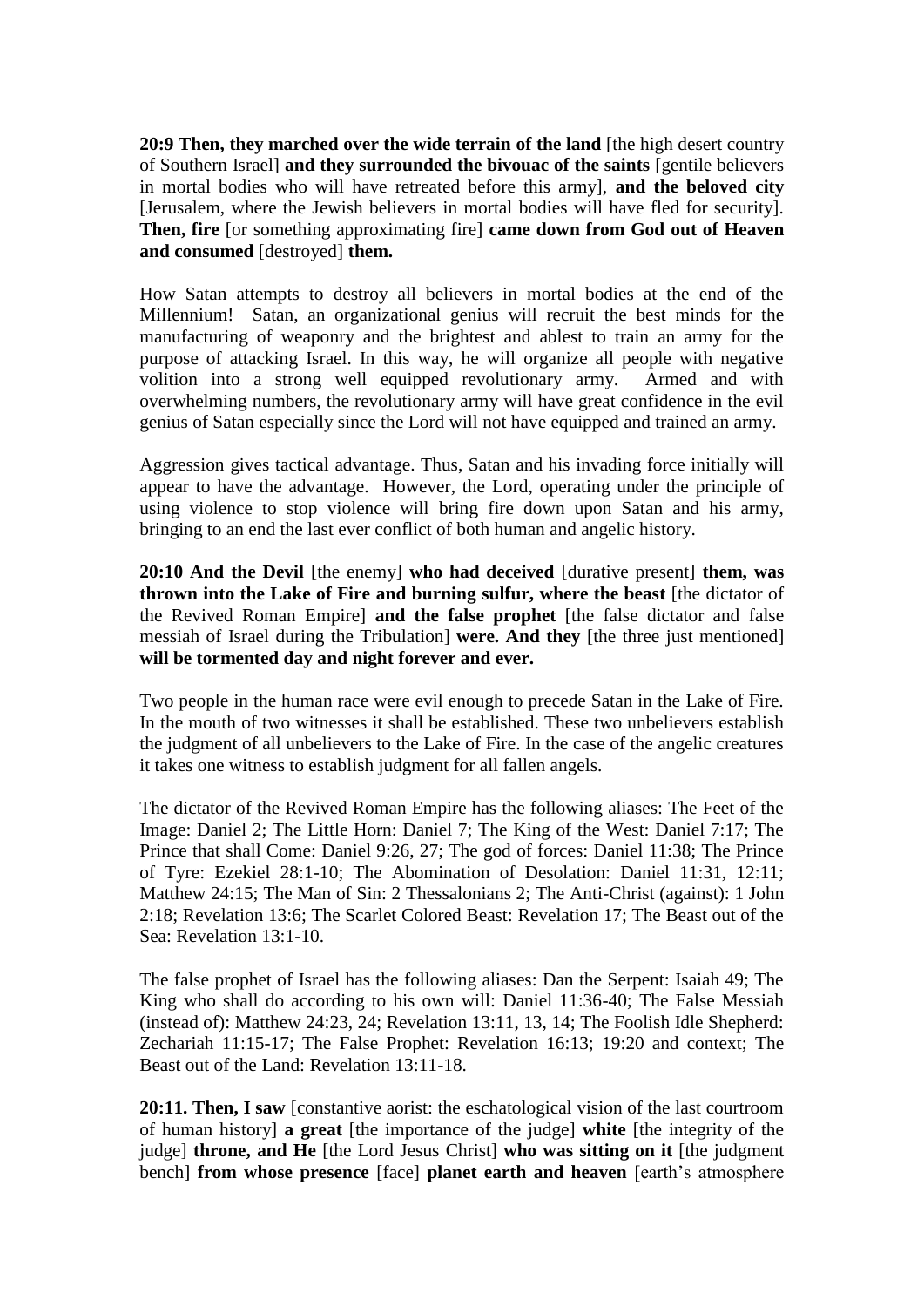**20:9 Then, they marched over the wide terrain of the land** [the high desert country of Southern Israel] **and they surrounded the bivouac of the saints** [gentile believers in mortal bodies who will have retreated before this army], **and the beloved city** [Jerusalem, where the Jewish believers in mortal bodies will have fled for security]. **Then, fire** [or something approximating fire] **came down from God out of Heaven and consumed** [destroyed] **them.**

How Satan attempts to destroy all believers in mortal bodies at the end of the Millennium! Satan, an organizational genius will recruit the best minds for the manufacturing of weaponry and the brightest and ablest to train an army for the purpose of attacking Israel. In this way, he will organize all people with negative volition into a strong well equipped revolutionary army. Armed and with overwhelming numbers, the revolutionary army will have great confidence in the evil genius of Satan especially since the Lord will not have equipped and trained an army.

Aggression gives tactical advantage. Thus, Satan and his invading force initially will appear to have the advantage. However, the Lord, operating under the principle of using violence to stop violence will bring fire down upon Satan and his army, bringing to an end the last ever conflict of both human and angelic history.

**20:10 And the Devil** [the enemy] **who had deceived** [durative present] **them, was thrown into the Lake of Fire and burning sulfur, where the beast** [the dictator of the Revived Roman Empire] **and the false prophet** [the false dictator and false messiah of Israel during the Tribulation] **were. And they** [the three just mentioned] **will be tormented day and night forever and ever.**

Two people in the human race were evil enough to precede Satan in the Lake of Fire. In the mouth of two witnesses it shall be established. These two unbelievers establish the judgment of all unbelievers to the Lake of Fire. In the case of the angelic creatures it takes one witness to establish judgment for all fallen angels.

The dictator of the Revived Roman Empire has the following aliases: The Feet of the Image: Daniel 2; The Little Horn: Daniel 7; The King of the West: Daniel 7:17; The Prince that shall Come: Daniel 9:26, 27; The god of forces: Daniel 11:38; The Prince of Tyre: Ezekiel 28:1-10; The Abomination of Desolation: Daniel 11:31, 12:11; Matthew 24:15; The Man of Sin: 2 Thessalonians 2; The Anti-Christ (against): 1 John 2:18; Revelation 13:6; The Scarlet Colored Beast: Revelation 17; The Beast out of the Sea: Revelation 13:1-10.

The false prophet of Israel has the following aliases: Dan the Serpent: Isaiah 49; The King who shall do according to his own will: Daniel 11:36-40; The False Messiah (instead of): Matthew 24:23, 24; Revelation 13:11, 13, 14; The Foolish Idle Shepherd: Zechariah 11:15-17; The False Prophet: Revelation 16:13; 19:20 and context; The Beast out of the Land: Revelation 13:11-18.

**20:11. Then, I saw** [constantive aorist: the eschatological vision of the last courtroom of human history] **a great** [the importance of the judge] **white** [the integrity of the judge] **throne, and He** [the Lord Jesus Christ] **who was sitting on it** [the judgment bench] **from whose presence** [face] **planet earth and heaven** [earth's atmosphere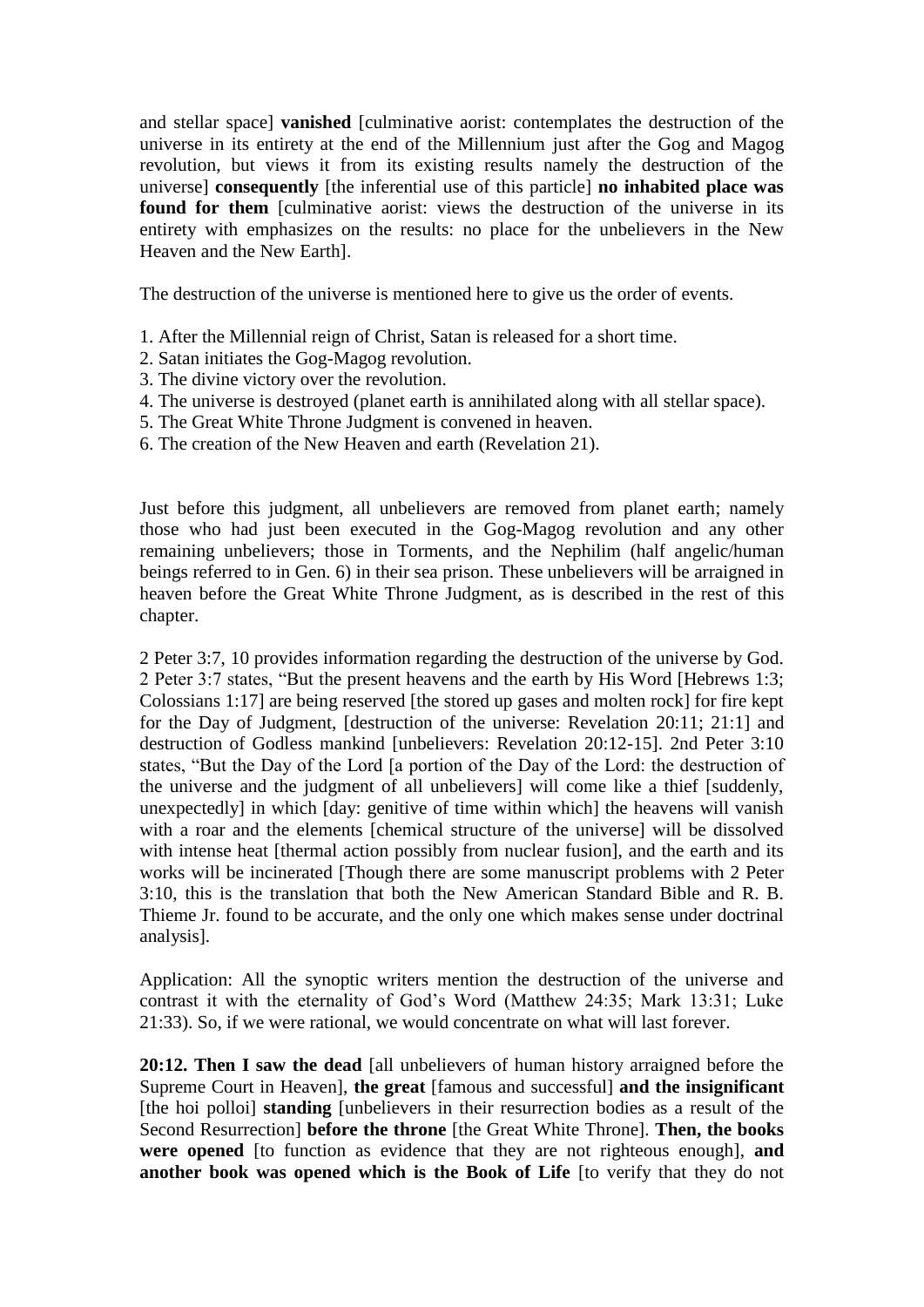and stellar space] **vanished** [culminative aorist: contemplates the destruction of the universe in its entirety at the end of the Millennium just after the Gog and Magog revolution, but views it from its existing results namely the destruction of the universe] **consequently** [the inferential use of this particle] **no inhabited place was found for them** [culminative aorist: views the destruction of the universe in its entirety with emphasizes on the results: no place for the unbelievers in the New Heaven and the New Earth].

The destruction of the universe is mentioned here to give us the order of events.

1. After the Millennial reign of Christ, Satan is released for a short time.
2. Satan initiates the Gog-Magog revolution.
3. The divine victory over the revolution.
4. The universe is destroyed (planet earth is annihilated along with all stellar space).
5. The Great White Throne Judgment is convened in heaven.
6. The creation of the New Heaven and earth (Revelation 21).

Just before this judgment, all unbelievers are removed from planet earth; namely those who had just been executed in the Gog-Magog revolution and any other remaining unbelievers; those in Torments, and the Nephilim (half angelic/human beings referred to in Gen. 6) in their sea prison. These unbelievers will be arraigned in heaven before the Great White Throne Judgment, as is described in the rest of this chapter.

2 Peter 3:7, 10 provides information regarding the destruction of the universe by God. 2 Peter 3:7 states, "But the present heavens and the earth by His Word [Hebrews 1:3; Colossians 1:17] are being reserved [the stored up gases and molten rock] for fire kept for the Day of Judgment, [destruction of the universe: Revelation 20:11; 21:1] and destruction of Godless mankind [unbelievers: Revelation 20:12-15]. 2nd Peter 3:10 states, "But the Day of the Lord [a portion of the Day of the Lord: the destruction of the universe and the judgment of all unbelievers] will come like a thief [suddenly, unexpectedly] in which [day: genitive of time within which] the heavens will vanish with a roar and the elements [chemical structure of the universe] will be dissolved with intense heat [thermal action possibly from nuclear fusion], and the earth and its works will be incinerated [Though there are some manuscript problems with 2 Peter 3:10, this is the translation that both the New American Standard Bible and R. B. Thieme Jr. found to be accurate, and the only one which makes sense under doctrinal analysis].

Application: All the synoptic writers mention the destruction of the universe and contrast it with the eternality of God's Word (Matthew 24:35; Mark 13:31; Luke 21:33). So, if we were rational, we would concentrate on what will last forever.

**20:12. Then I saw the dead** [all unbelievers of human history arraigned before the Supreme Court in Heaven], **the great** [famous and successful] **and the insignificant** [the hoi polloi] **standing** [unbelievers in their resurrection bodies as a result of the Second Resurrection] **before the throne** [the Great White Throne]. **Then, the books were opened** [to function as evidence that they are not righteous enough], **and another book was opened which is the Book of Life** [to verify that they do not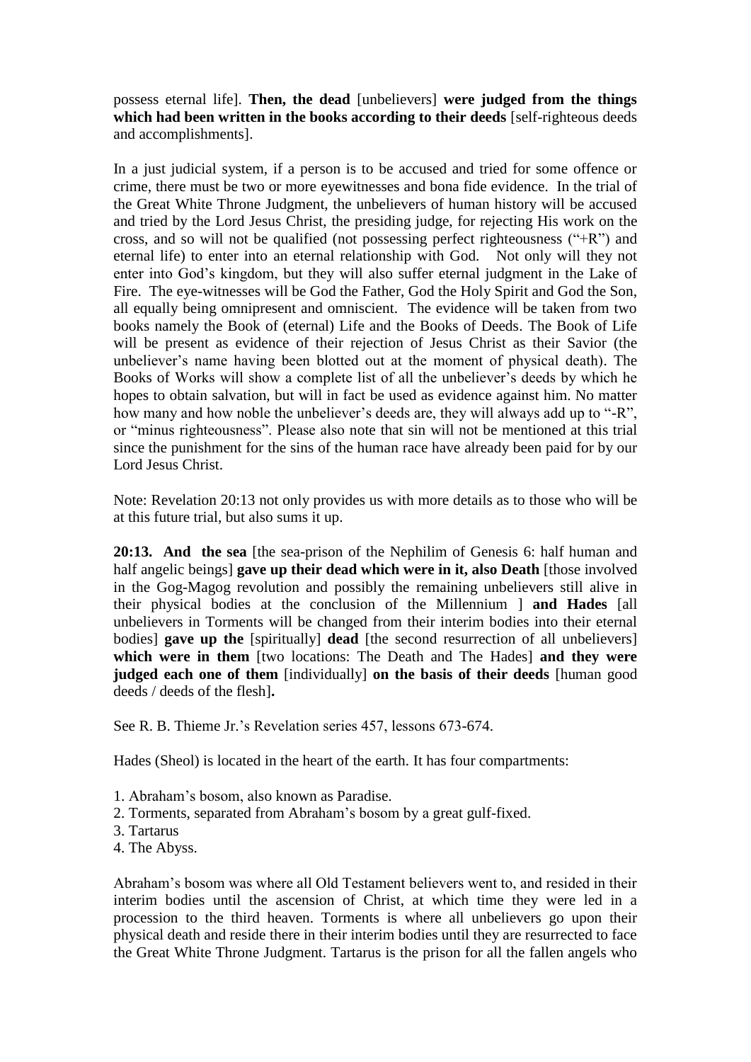possess eternal life]. **Then, the dead** [unbelievers] **were judged from the things which had been written in the books according to their deeds** [self-righteous deeds and accomplishments].

In a just judicial system, if a person is to be accused and tried for some offence or crime, there must be two or more eyewitnesses and bona fide evidence. In the trial of the Great White Throne Judgment, the unbelievers of human history will be accused and tried by the Lord Jesus Christ, the presiding judge, for rejecting His work on the cross, and so will not be qualified (not possessing perfect righteousness ("+R") and eternal life) to enter into an eternal relationship with God. Not only will they not enter into God's kingdom, but they will also suffer eternal judgment in the Lake of Fire. The eye-witnesses will be God the Father, God the Holy Spirit and God the Son, all equally being omnipresent and omniscient. The evidence will be taken from two books namely the Book of (eternal) Life and the Books of Deeds. The Book of Life will be present as evidence of their rejection of Jesus Christ as their Savior (the unbeliever's name having been blotted out at the moment of physical death). The Books of Works will show a complete list of all the unbeliever's deeds by which he hopes to obtain salvation, but will in fact be used as evidence against him. No matter how many and how noble the unbeliever's deeds are, they will always add up to "-R", or "minus righteousness". Please also note that sin will not be mentioned at this trial since the punishment for the sins of the human race have already been paid for by our Lord Jesus Christ.

Note: Revelation 20:13 not only provides us with more details as to those who will be at this future trial, but also sums it up.

**20:13. And the sea** [the sea-prison of the Nephilim of Genesis 6: half human and half angelic beings] **gave up their dead which were in it, also Death** [those involved in the Gog-Magog revolution and possibly the remaining unbelievers still alive in their physical bodies at the conclusion of the Millennium ] **and Hades** [all unbelievers in Torments will be changed from their interim bodies into their eternal bodies] **gave up the** [spiritually] **dead** [the second resurrection of all unbelievers] **which were in them** [two locations: The Death and The Hades] **and they were judged each one of them** [individually] **on the basis of their deeds** [human good deeds / deeds of the flesh]**.**

See R. B. Thieme Jr.'s Revelation series 457, lessons 673-674.

Hades (Sheol) is located in the heart of the earth. It has four compartments:

1. Abraham's bosom, also known as Paradise.
2. Torments, separated from Abraham's bosom by a great gulf-fixed.
3. Tartarus
4. The Abyss.

Abraham's bosom was where all Old Testament believers went to, and resided in their interim bodies until the ascension of Christ, at which time they were led in a procession to the third heaven. Torments is where all unbelievers go upon their physical death and reside there in their interim bodies until they are resurrected to face the Great White Throne Judgment. Tartarus is the prison for all the fallen angels who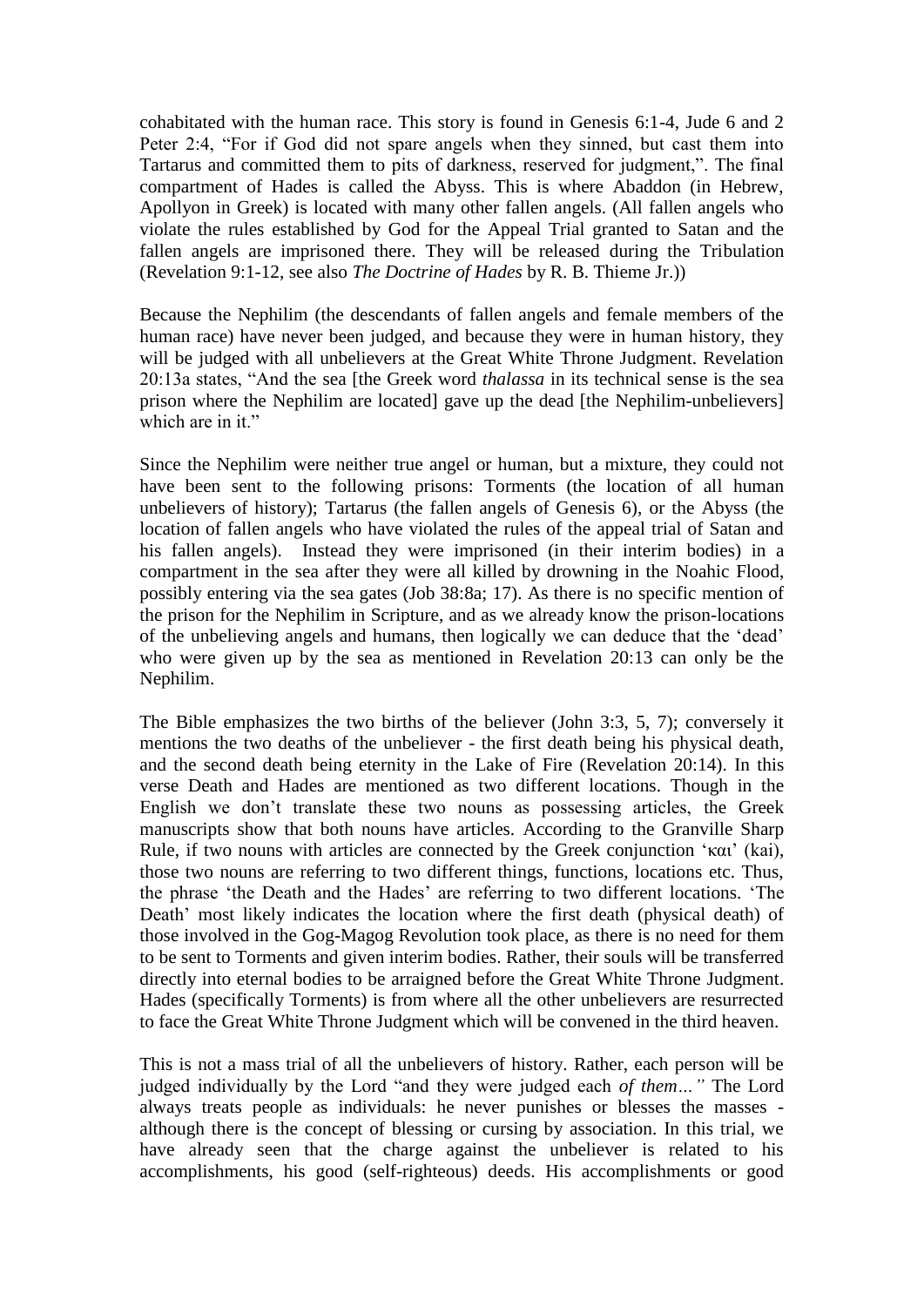cohabitated with the human race. This story is found in Genesis 6:1-4, Jude 6 and 2 Peter 2:4, "For if God did not spare angels when they sinned, but cast them into Tartarus and committed them to pits of darkness, reserved for judgment,". The final compartment of Hades is called the Abyss. This is where Abaddon (in Hebrew, Apollyon in Greek) is located with many other fallen angels. (All fallen angels who violate the rules established by God for the Appeal Trial granted to Satan and the fallen angels are imprisoned there. They will be released during the Tribulation (Revelation 9:1-12, see also *The Doctrine of Hades* by R. B. Thieme Jr.))

Because the Nephilim (the descendants of fallen angels and female members of the human race) have never been judged, and because they were in human history, they will be judged with all unbelievers at the Great White Throne Judgment. Revelation 20:13a states, "And the sea [the Greek word *thalassa* in its technical sense is the sea prison where the Nephilim are located] gave up the dead [the Nephilim-unbelievers] which are in it."

Since the Nephilim were neither true angel or human, but a mixture, they could not have been sent to the following prisons: Torments (the location of all human unbelievers of history); Tartarus (the fallen angels of Genesis 6), or the Abyss (the location of fallen angels who have violated the rules of the appeal trial of Satan and his fallen angels). Instead they were imprisoned (in their interim bodies) in a compartment in the sea after they were all killed by drowning in the Noahic Flood, possibly entering via the sea gates (Job 38:8a; 17). As there is no specific mention of the prison for the Nephilim in Scripture, and as we already know the prison-locations of the unbelieving angels and humans, then logically we can deduce that the 'dead' who were given up by the sea as mentioned in Revelation 20:13 can only be the Nephilim.

The Bible emphasizes the two births of the believer (John 3:3, 5, 7); conversely it mentions the two deaths of the unbeliever - the first death being his physical death, and the second death being eternity in the Lake of Fire (Revelation 20:14). In this verse Death and Hades are mentioned as two different locations. Though in the English we don't translate these two nouns as possessing articles, the Greek manuscripts show that both nouns have articles. According to the Granville Sharp Rule, if two nouns with articles are connected by the Greek conjunction 'και' (kai), those two nouns are referring to two different things, functions, locations etc. Thus, the phrase 'the Death and the Hades' are referring to two different locations. 'The Death' most likely indicates the location where the first death (physical death) of those involved in the Gog-Magog Revolution took place, as there is no need for them to be sent to Torments and given interim bodies. Rather, their souls will be transferred directly into eternal bodies to be arraigned before the Great White Throne Judgment. Hades (specifically Torments) is from where all the other unbelievers are resurrected to face the Great White Throne Judgment which will be convened in the third heaven.

This is not a mass trial of all the unbelievers of history. Rather, each person will be judged individually by the Lord "and they were judged each *of them…"* The Lord always treats people as individuals: he never punishes or blesses the masses - although there is the concept of blessing or cursing by association. In this trial, we have already seen that the charge against the unbeliever is related to his accomplishments, his good (self-righteous) deeds. His accomplishments or good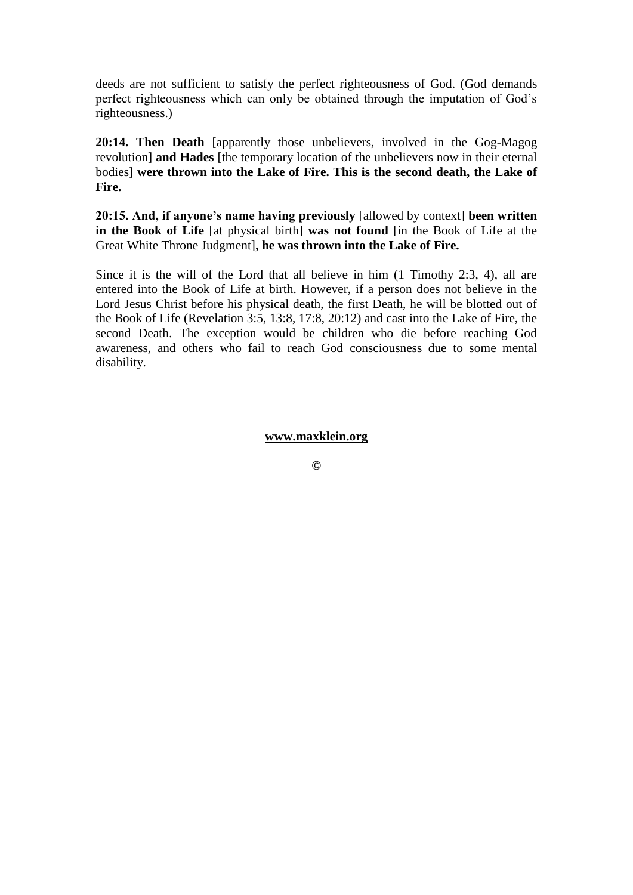deeds are not sufficient to satisfy the perfect righteousness of God. (God demands perfect righteousness which can only be obtained through the imputation of God's righteousness.)

**20:14. Then Death** [apparently those unbelievers, involved in the Gog-Magog revolution] **and Hades** [the temporary location of the unbelievers now in their eternal bodies] **were thrown into the Lake of Fire. This is the second death, the Lake of Fire.**

**20:15. And, if anyone's name having previously** [allowed by context] **been written in the Book of Life** [at physical birth] **was not found** [in the Book of Life at the Great White Throne Judgment]**, he was thrown into the Lake of Fire.**

Since it is the will of the Lord that all believe in him (1 Timothy 2:3, 4), all are entered into the Book of Life at birth. However, if a person does not believe in the Lord Jesus Christ before his physical death, the first Death, he will be blotted out of the Book of Life (Revelation 3:5, 13:8, 17:8, 20:12) and cast into the Lake of Fire, the second Death. The exception would be children who die before reaching God awareness, and others who fail to reach God consciousness due to some mental disability.

**www.maxklein.org**

©